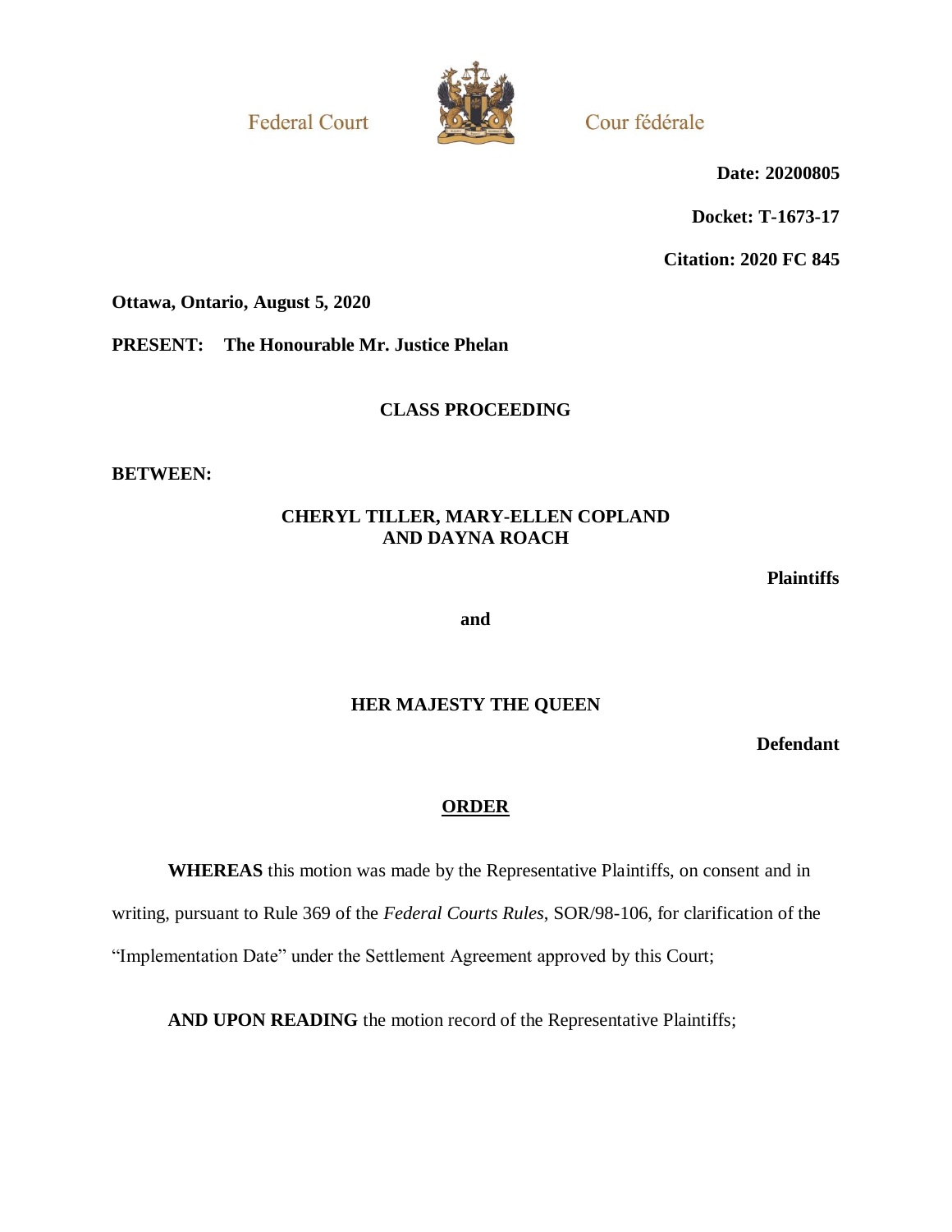Federal Court

Cour fédérale

**Date: 20200805**

**Docket: T-1673-17**

**Citation: 2020 FC 845**

**Ottawa, Ontario, August 5, 2020**

**PRESENT: The Honourable Mr. Justice Phelan**

**CLASS PROCEEDING**

**BETWEEN:**

**CHERYL TILLER, MARY-ELLEN COPLAND AND DAYNA ROACH**

**Plaintiffs**

**and**

**HER MAJESTY THE QUEEN**

**Defendant**

## ORDER

**WHEREAS** this motion was made by the Representative Plaintiffs, on consent and in writing, pursuant to Rule 369 of the *Federal Courts Rules*, SOR/98-106, for clarification of the "Implementation Date" under the Settlement Agreement approved by this Court;

**AND UPON READING** the motion record of the Representative Plaintiffs;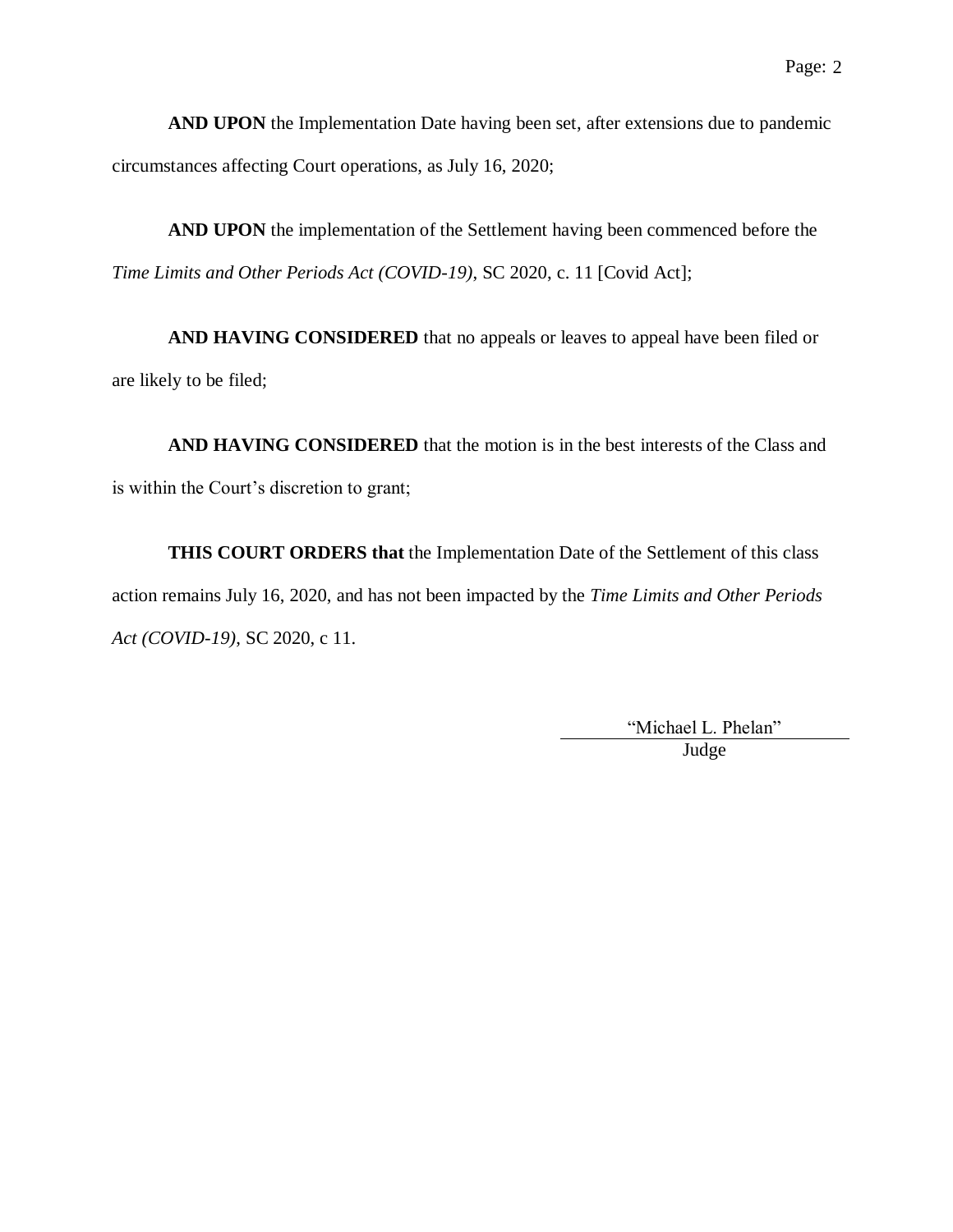**AND UPON** the Implementation Date having been set, after extensions due to pandemic circumstances affecting Court operations, as July 16, 2020;

**AND UPON** the implementation of the Settlement having been commenced before the *Time Limits and Other Periods Act (COVID-19)*, SC 2020, c. 11 [Covid Act];

**AND HAVING CONSIDERED** that no appeals or leaves to appeal have been filed or are likely to be filed;

**AND HAVING CONSIDERED** that the motion is in the best interests of the Class and is within the Court's discretion to grant;

**THIS COURT ORDERS that** the Implementation Date of the Settlement of this class action remains July 16, 2020, and has not been impacted by the *Time Limits and Other Periods Act (COVID-19)*, SC 2020, c 11.

"Michael L. Phelan"

Judge